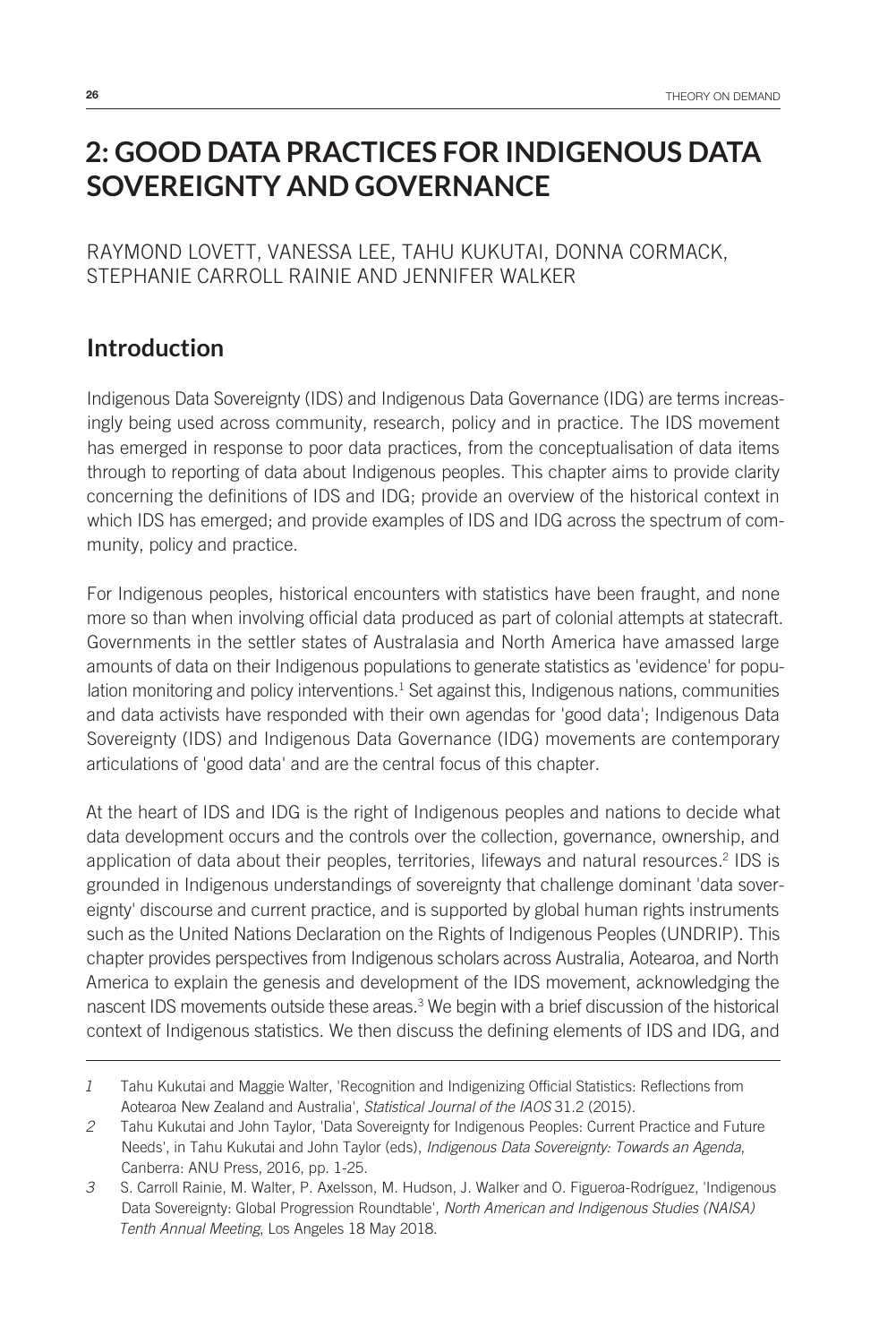# 2: GOOD DATA PRACTICES FOR INDIGENOUS DATA SOVEREIGNTY AND GOVERNANCE

RAYMOND LOVETT, VANESSA LEE, TAHU KUKUTAI, DONNA CORMACK, STEPHANIE CARROLL RAINIE AND JENNIFER WALKER

## Introduction

Indigenous Data Sovereignty (IDS) and Indigenous Data Governance (IDG) are terms increasingly being used across community, research, policy and in practice. The IDS movement has emerged in response to poor data practices, from the conceptualisation of data items through to reporting of data about Indigenous peoples. This chapter aims to provide clarity concerning the definitions of IDS and IDG; provide an overview of the historical context in which IDS has emerged; and provide examples of IDS and IDG across the spectrum of community, policy and practice.

For Indigenous peoples, historical encounters with statistics have been fraught, and none more so than when involving official data produced as part of colonial attempts at statecraft. Governments in the settler states of Australasia and North America have amassed large amounts of data on their Indigenous populations to generate statistics as 'evidence' for population monitoring and policy interventions.[1] Set against this, Indigenous nations, communities and data activists have responded with their own agendas for 'good data'; Indigenous Data Sovereignty (IDS) and Indigenous Data Governance (IDG) movements are contemporary articulations of 'good data' and are the central focus of this chapter.

At the heart of IDS and IDG is the right of Indigenous peoples and nations to decide what data development occurs and the controls over the collection, governance, ownership, and application of data about their peoples, territories, lifeways and natural resources.[2] IDS is grounded in Indigenous understandings of sovereignty that challenge dominant 'data sovereignty' discourse and current practice, and is supported by global human rights instruments such as the United Nations Declaration on the Rights of Indigenous Peoples (UNDRIP). This chapter provides perspectives from Indigenous scholars across Australia, Aotearoa, and North America to explain the genesis and development of the IDS movement, acknowledging the nascent IDS movements outside these areas.[3] We begin with a brief discussion of the historical context of Indigenous statistics. We then discuss the defining elements of IDS and IDG, and

---

*1* Tahu Kukutai and Maggie Walter, 'Recognition and Indigenizing Official Statistics: Reflections from Aotearoa New Zealand and Australia', *Statistical Journal of the IAOS* 31.2 (2015).

*2* Tahu Kukutai and John Taylor, 'Data Sovereignty for Indigenous Peoples: Current Practice and Future Needs', in Tahu Kukutai and John Taylor (eds), *Indigenous Data Sovereignty: Towards an Agenda*, Canberra: ANU Press, 2016, pp. 1-25.

*3* S. Carroll Rainie, M. Walter, P. Axelsson, M. Hudson, J. Walker and O. Figueroa-Rodríguez, 'Indigenous Data Sovereignty: Global Progression Roundtable', *North American and Indigenous Studies (NAISA) Tenth Annual Meeting,* Los Angeles 18 May 2018.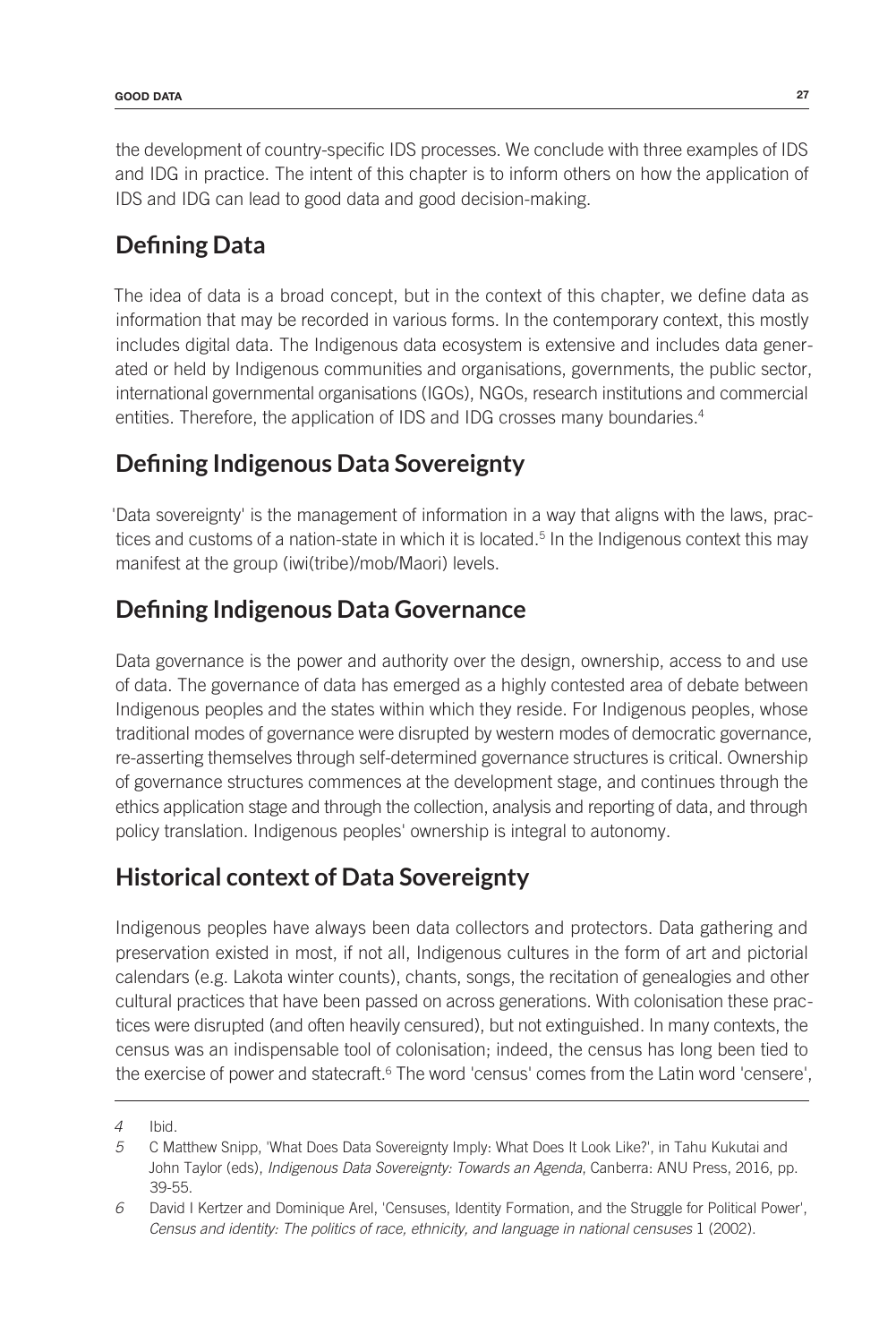the development of country-specific IDS processes. We conclude with three examples of IDS and IDG in practice. The intent of this chapter is to inform others on how the application of IDS and IDG can lead to good data and good decision-making.

## Defining Data

The idea of data is a broad concept, but in the context of this chapter, we define data as information that may be recorded in various forms. In the contemporary context, this mostly includes digital data. The Indigenous data ecosystem is extensive and includes data generated or held by Indigenous communities and organisations, governments, the public sector, international governmental organisations (IGOs), NGOs, research institutions and commercial entities. Therefore, the application of IDS and IDG crosses many boundaries.[4]

## Defining Indigenous Data Sovereignty

'Data sovereignty' is the management of information in a way that aligns with the laws, practices and customs of a nation-state in which it is located.[5] In the Indigenous context this may manifest at the group (iwi(tribe)/mob/Maori) levels.

## Defining Indigenous Data Governance

Data governance is the power and authority over the design, ownership, access to and use of data. The governance of data has emerged as a highly contested area of debate between Indigenous peoples and the states within which they reside. For Indigenous peoples, whose traditional modes of governance were disrupted by western modes of democratic governance, re-asserting themselves through self-determined governance structures is critical. Ownership of governance structures commences at the development stage, and continues through the ethics application stage and through the collection, analysis and reporting of data, and through policy translation. Indigenous peoples' ownership is integral to autonomy.

## Historical context of Data Sovereignty

Indigenous peoples have always been data collectors and protectors. Data gathering and preservation existed in most, if not all, Indigenous cultures in the form of art and pictorial calendars (e.g. Lakota winter counts), chants, songs, the recitation of genealogies and other cultural practices that have been passed on across generations. With colonisation these practices were disrupted (and often heavily censured), but not extinguished. In many contexts, the census was an indispensable tool of colonisation; indeed, the census has long been tied to the exercise of power and statecraft.[6] The word 'census' comes from the Latin word 'censere',

---

*4* Ibid.

*5* C Matthew Snipp, 'What Does Data Sovereignty Imply: What Does It Look Like?', in Tahu Kukutai and John Taylor (eds), *Indigenous Data Sovereignty: Towards an Agenda*, Canberra: ANU Press, 2016, pp. 39-55.

*6* David I Kertzer and Dominique Arel, 'Censuses, Identity Formation, and the Struggle for Political Power', *Census and identity: The politics of race, ethnicity, and language in national censuses* 1 (2002).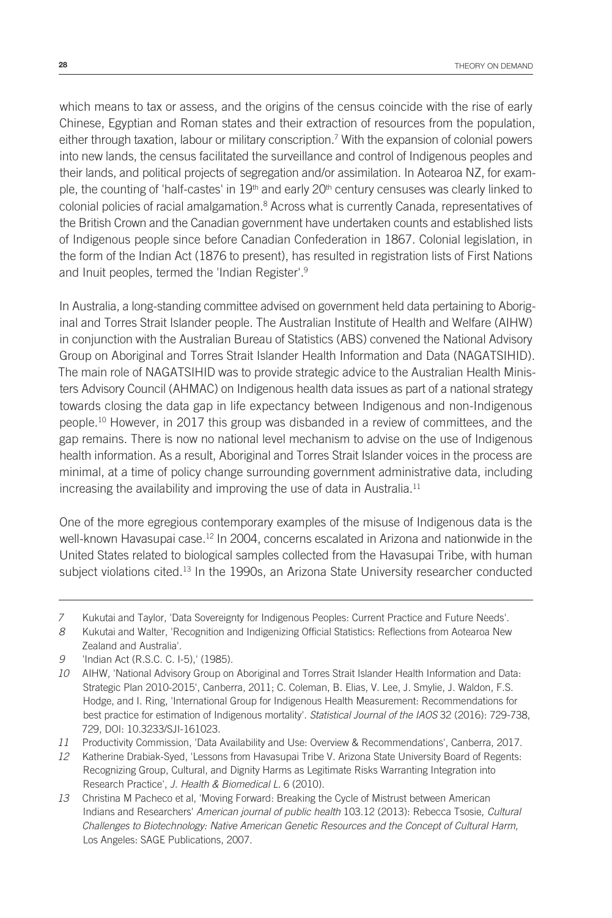which means to tax or assess, and the origins of the census coincide with the rise of early Chinese, Egyptian and Roman states and their extraction of resources from the population, either through taxation, labour or military conscription.[7] With the expansion of colonial powers into new lands, the census facilitated the surveillance and control of Indigenous peoples and their lands, and political projects of segregation and/or assimilation. In Aotearoa NZ, for example, the counting of 'half-castes' in 19th and early 20th century censuses was clearly linked to colonial policies of racial amalgamation.[8] Across what is currently Canada, representatives of the British Crown and the Canadian government have undertaken counts and established lists of Indigenous people since before Canadian Confederation in 1867. Colonial legislation, in the form of the Indian Act (1876 to present), has resulted in registration lists of First Nations and Inuit peoples, termed the 'Indian Register'.[9]

In Australia, a long-standing committee advised on government held data pertaining to Aboriginal and Torres Strait Islander people. The Australian Institute of Health and Welfare (AIHW) in conjunction with the Australian Bureau of Statistics (ABS) convened the National Advisory Group on Aboriginal and Torres Strait Islander Health Information and Data (NAGATSIHID). The main role of NAGATSIHID was to provide strategic advice to the Australian Health Ministers Advisory Council (AHMAC) on Indigenous health data issues as part of a national strategy towards closing the data gap in life expectancy between Indigenous and non-Indigenous people.[10] However, in 2017 this group was disbanded in a review of committees, and the gap remains. There is now no national level mechanism to advise on the use of Indigenous health information. As a result, Aboriginal and Torres Strait Islander voices in the process are minimal, at a time of policy change surrounding government administrative data, including increasing the availability and improving the use of data in Australia.[11]

One of the more egregious contemporary examples of the misuse of Indigenous data is the well-known Havasupai case.[12] In 2004, concerns escalated in Arizona and nationwide in the United States related to biological samples collected from the Havasupai Tribe, with human subject violations cited.[13] In the 1990s, an Arizona State University researcher conducted

---

7 Kukutai and Taylor, 'Data Sovereignty for Indigenous Peoples: Current Practice and Future Needs'.

8 Kukutai and Walter, 'Recognition and Indigenizing Official Statistics: Reflections from Aotearoa New Zealand and Australia'.

9 'Indian Act (R.S.C. C. I-5),' (1985).

10 AIHW, 'National Advisory Group on Aboriginal and Torres Strait Islander Health Information and Data: Strategic Plan 2010-2015', Canberra, 2011; C. Coleman, B. Elias, V. Lee, J. Smylie, J. Waldon, F.S. Hodge, and I. Ring, 'International Group for Indigenous Health Measurement: Recommendations for best practice for estimation of Indigenous mortality'. *Statistical Journal of the IAOS* 32 (2016): 729-738, 729, DOI: 10.3233/SJI-161023.

11 Productivity Commission, 'Data Availability and Use: Overview & Recommendations', Canberra, 2017.

12 Katherine Drabiak-Syed, 'Lessons from Havasupai Tribe V. Arizona State University Board of Regents: Recognizing Group, Cultural, and Dignity Harms as Legitimate Risks Warranting Integration into Research Practice', *J. Health & Biomedical L.* 6 (2010).

13 Christina M Pacheco et al, 'Moving Forward: Breaking the Cycle of Mistrust between American Indians and Researchers' *American journal of public health* 103.12 (2013): Rebecca Tsosie, *Cultural Challenges to Biotechnology: Native American Genetic Resources and the Concept of Cultural Harm,* Los Angeles: SAGE Publications, 2007.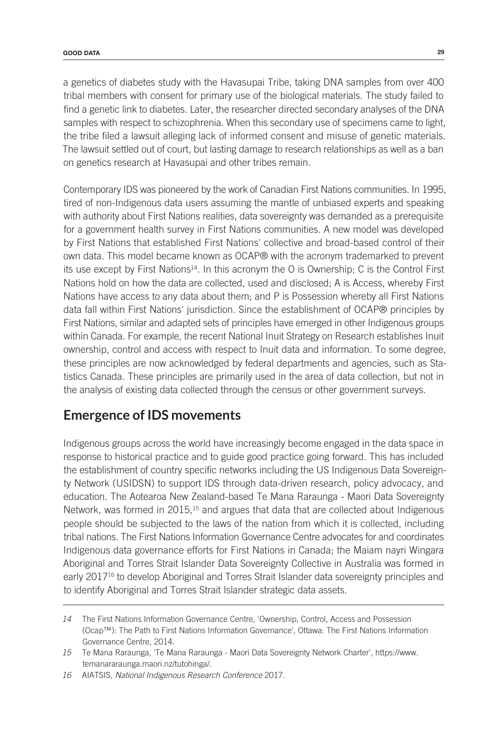a genetics of diabetes study with the Havasupai Tribe, taking DNA samples from over 400 tribal members with consent for primary use of the biological materials. The study failed to find a genetic link to diabetes. Later, the researcher directed secondary analyses of the DNA samples with respect to schizophrenia. When this secondary use of specimens came to light, the tribe filed a lawsuit alleging lack of informed consent and misuse of genetic materials. The lawsuit settled out of court, but lasting damage to research relationships as well as a ban on genetics research at Havasupai and other tribes remain.

Contemporary IDS was pioneered by the work of Canadian First Nations communities. In 1995, tired of non-Indigenous data users assuming the mantle of unbiased experts and speaking with authority about First Nations realities, data sovereignty was demanded as a prerequisite for a government health survey in First Nations communities. A new model was developed by First Nations that established First Nations' collective and broad-based control of their own data. This model became known as OCAP® with the acronym trademarked to prevent its use except by First Nations[14]. In this acronym the O is Ownership; C is the Control First Nations hold on how the data are collected, used and disclosed; A is Access, whereby First Nations have access to any data about them; and P is Possession whereby all First Nations data fall within First Nations' jurisdiction. Since the establishment of OCAP® principles by First Nations, similar and adapted sets of principles have emerged in other Indigenous groups within Canada. For example, the recent National Inuit Strategy on Research establishes Inuit ownership, control and access with respect to Inuit data and information. To some degree, these principles are now acknowledged by federal departments and agencies, such as Statistics Canada. These principles are primarily used in the area of data collection, but not in the analysis of existing data collected through the census or other government surveys.

## Emergence of IDS movements

Indigenous groups across the world have increasingly become engaged in the data space in response to historical practice and to guide good practice going forward. This has included the establishment of country specific networks including the US Indigenous Data Sovereignty Network (USIDSN) to support IDS through data-driven research, policy advocacy, and education. The Aotearoa New Zealand-based Te Mana Raraunga - Maori Data Sovereignty Network, was formed in 2015,[15] and argues that data that are collected about Indigenous people should be subjected to the laws of the nation from which it is collected, including tribal nations. The First Nations Information Governance Centre advocates for and coordinates Indigenous data governance efforts for First Nations in Canada; the Maiam nayri Wingara Aboriginal and Torres Strait Islander Data Sovereignty Collective in Australia was formed in early 2017[16] to develop Aboriginal and Torres Strait Islander data sovereignty principles and to identify Aboriginal and Torres Strait Islander strategic data assets.

---

*14* The First Nations Information Governance Centre, 'Ownership, Control, Access and Possession (Ocap™): The Path to First Nations Information Governance', Ottawa: The First Nations Information Governance Centre, 2014.

*15* Te Mana Raraunga, 'Te Mana Raraunga - Maori Data Sovereignty Network Charter', https://www.temanararaunga.maori.nz/tutohinga/.

*16* AIATSIS, *National Indigenous Research Conference* 2017.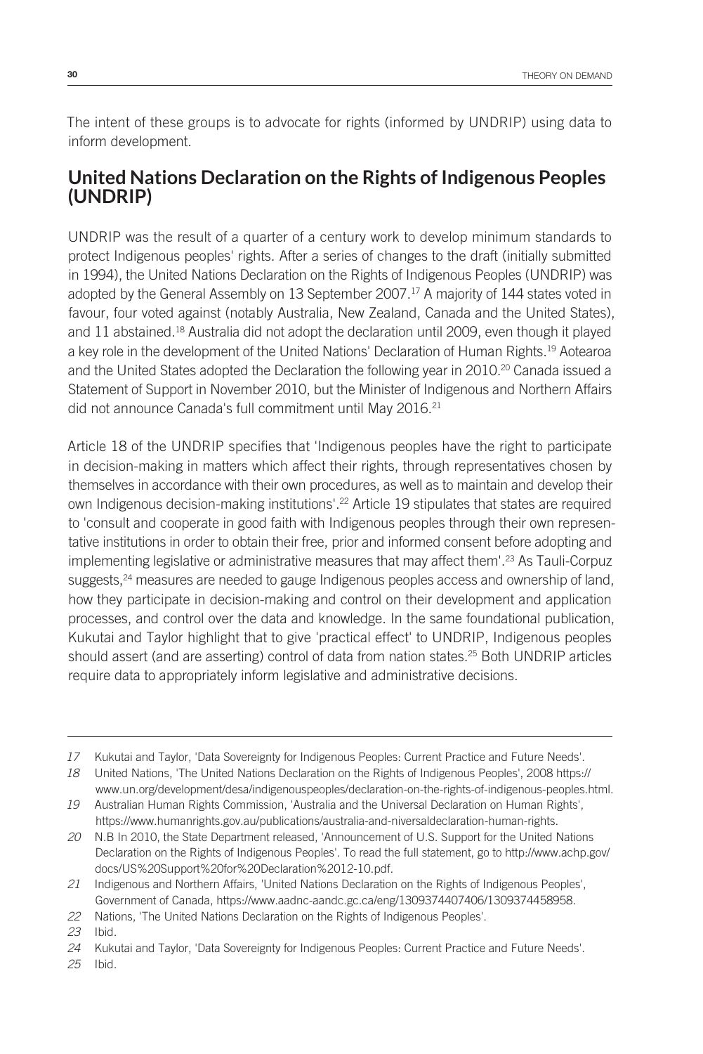The intent of these groups is to advocate for rights (informed by UNDRIP) using data to inform development.

## United Nations Declaration on the Rights of Indigenous Peoples (UNDRIP)

UNDRIP was the result of a quarter of a century work to develop minimum standards to protect Indigenous peoples' rights. After a series of changes to the draft (initially submitted in 1994), the United Nations Declaration on the Rights of Indigenous Peoples (UNDRIP) was adopted by the General Assembly on 13 September 2007.[17] A majority of 144 states voted in favour, four voted against (notably Australia, New Zealand, Canada and the United States), and 11 abstained.[18] Australia did not adopt the declaration until 2009, even though it played a key role in the development of the United Nations' Declaration of Human Rights.[19] Aotearoa and the United States adopted the Declaration the following year in 2010.[20] Canada issued a Statement of Support in November 2010, but the Minister of Indigenous and Northern Affairs did not announce Canada's full commitment until May 2016.[21]

Article 18 of the UNDRIP specifies that 'Indigenous peoples have the right to participate in decision-making in matters which affect their rights, through representatives chosen by themselves in accordance with their own procedures, as well as to maintain and develop their own Indigenous decision-making institutions'.[22] Article 19 stipulates that states are required to 'consult and cooperate in good faith with Indigenous peoples through their own representative institutions in order to obtain their free, prior and informed consent before adopting and implementing legislative or administrative measures that may affect them'.[23] As Tauli-Corpuz suggests,[24] measures are needed to gauge Indigenous peoples access and ownership of land, how they participate in decision-making and control on their development and application processes, and control over the data and knowledge. In the same foundational publication, Kukutai and Taylor highlight that to give 'practical effect' to UNDRIP, Indigenous peoples should assert (and are asserting) control of data from nation states.[25] Both UNDRIP articles require data to appropriately inform legislative and administrative decisions.

---

17 Kukutai and Taylor, 'Data Sovereignty for Indigenous Peoples: Current Practice and Future Needs'.

18 United Nations, 'The United Nations Declaration on the Rights of Indigenous Peoples', 2008 https://www.un.org/development/desa/indigenouspeoples/declaration-on-the-rights-of-indigenous-peoples.html.

19 Australian Human Rights Commission, 'Australia and the Universal Declaration on Human Rights', https://www.humanrights.gov.au/publications/australia-and-niversaldeclaration-human-rights.

20 N.B In 2010, the State Department released, 'Announcement of U.S. Support for the United Nations Declaration on the Rights of Indigenous Peoples'. To read the full statement, go to http://www.achp.gov/docs/US%20Support%20for%20Declaration%2012-10.pdf.

21 Indigenous and Northern Affairs, 'United Nations Declaration on the Rights of Indigenous Peoples', Government of Canada, https://www.aadnc-aandc.gc.ca/eng/1309374407406/1309374458958.

22 Nations, 'The United Nations Declaration on the Rights of Indigenous Peoples'.

23 Ibid.

24 Kukutai and Taylor, 'Data Sovereignty for Indigenous Peoples: Current Practice and Future Needs'.

25 Ibid.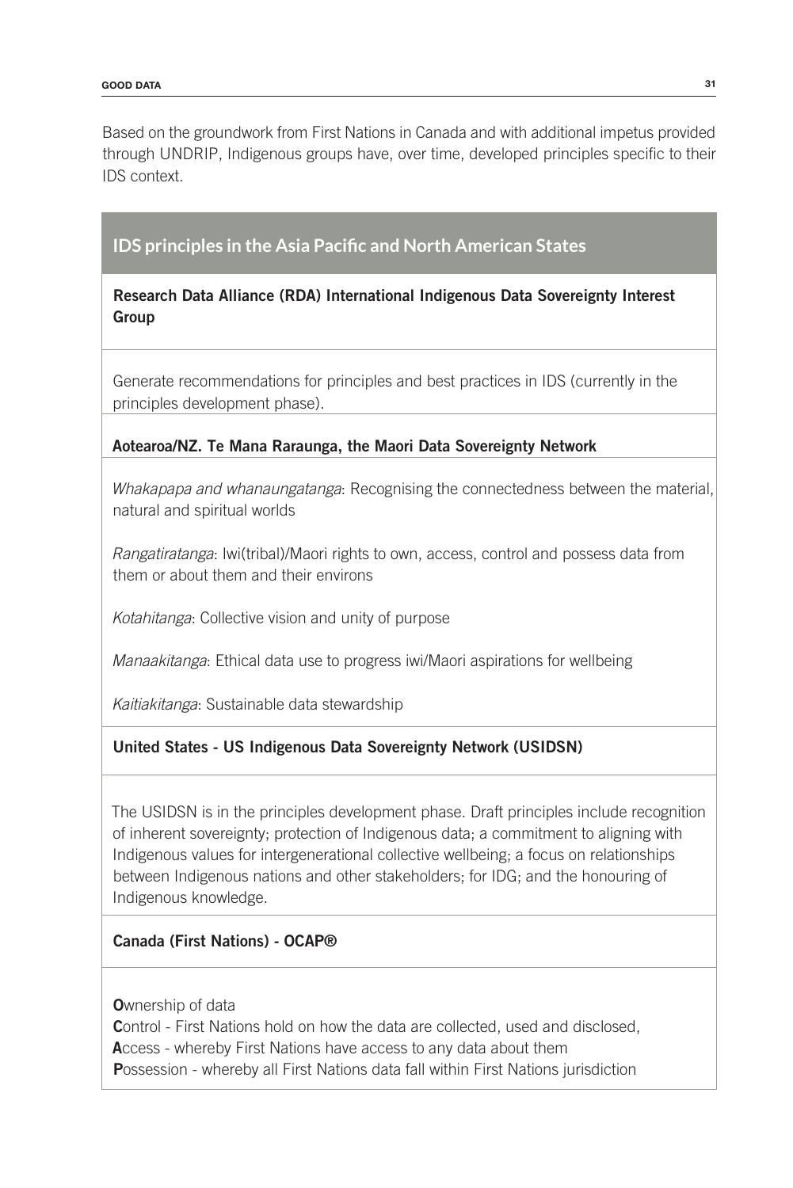Based on the groundwork from First Nations in Canada and with additional impetus provided through UNDRIP, Indigenous groups have, over time, developed principles specific to their IDS context.

| IDS principles in the Asia Pacific and North American States |
|---|
| **Research Data Alliance (RDA) International Indigenous Data Sovereignty Interest Group** |
| Generate recommendations for principles and best practices in IDS (currently in the principles development phase). |
| **Aotearoa/NZ. Te Mana Raraunga, the Maori Data Sovereignty Network** |
| *Whakapapa and whanaungatanga*: Recognising the connectedness between the material, natural and spiritual worlds<br><br>*Rangatiratanga*: Iwi(tribal)/Maori rights to own, access, control and possess data from them or about them and their environs<br><br>*Kotahitanga*: Collective vision and unity of purpose<br><br>*Manaakitanga*: Ethical data use to progress iwi/Maori aspirations for wellbeing<br><br>*Kaitiakitanga*: Sustainable data stewardship |
| **United States - US Indigenous Data Sovereignty Network (USIDSN)** |
| The USIDSN is in the principles development phase. Draft principles include recognition of inherent sovereignty; protection of Indigenous data; a commitment to aligning with Indigenous values for intergenerational collective wellbeing; a focus on relationships between Indigenous nations and other stakeholders; for IDG; and the honouring of Indigenous knowledge. |
| **Canada (First Nations) - OCAP®** |
| **O**wnership of data<br>**C**ontrol - First Nations hold on how the data are collected, used and disclosed,<br>**A**ccess - whereby First Nations have access to any data about them<br>**P**ossession - whereby all First Nations data fall within First Nations jurisdiction |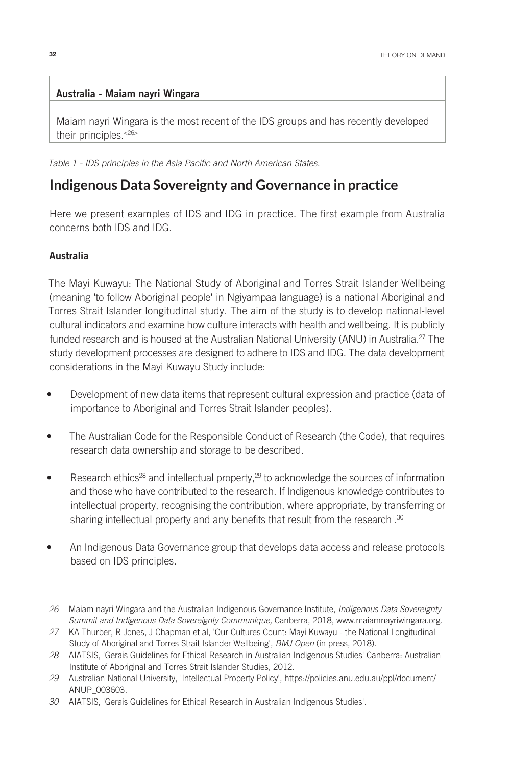| Australia - Maiam nayri Wingara |
| --- |
| Maiam nayri Wingara is the most recent of the IDS groups and has recently developed their principles.[26] |

*Table 1 - IDS principles in the Asia Pacific and North American States.*

## Indigenous Data Sovereignty and Governance in practice

Here we present examples of IDS and IDG in practice. The first example from Australia concerns both IDS and IDG.

### Australia

The Mayi Kuwayu: The National Study of Aboriginal and Torres Strait Islander Wellbeing (meaning 'to follow Aboriginal people' in Ngiyampaa language) is a national Aboriginal and Torres Strait Islander longitudinal study. The aim of the study is to develop national-level cultural indicators and examine how culture interacts with health and wellbeing. It is publicly funded research and is housed at the Australian National University (ANU) in Australia.[27] The study development processes are designed to adhere to IDS and IDG. The data development considerations in the Mayi Kuwayu Study include:

- Development of new data items that represent cultural expression and practice (data of importance to Aboriginal and Torres Strait Islander peoples).
- The Australian Code for the Responsible Conduct of Research (the Code), that requires research data ownership and storage to be described.
- Research ethics[28] and intellectual property,[29] to acknowledge the sources of information and those who have contributed to the research. If Indigenous knowledge contributes to intellectual property, recognising the contribution, where appropriate, by transferring or sharing intellectual property and any benefits that result from the research'.[30]
- An Indigenous Data Governance group that develops data access and release protocols based on IDS principles.

---

26 Maiam nayri Wingara and the Australian Indigenous Governance Institute, *Indigenous Data Sovereignty Summit and Indigenous Data Sovereignty Communique,* Canberra, 2018, www.maiamnayriwingara.org.

27 KA Thurber, R Jones, J Chapman et al, 'Our Cultures Count: Mayi Kuwayu - the National Longitudinal Study of Aboriginal and Torres Strait Islander Wellbeing', *BMJ Open* (in press, 2018).

28 AIATSIS, 'Gerais Guidelines for Ethical Research in Australian Indigenous Studies' Canberra: Australian Institute of Aboriginal and Torres Strait Islander Studies, 2012.

29 Australian National University, 'Intellectual Property Policy', https://policies.anu.edu.au/ppl/document/ANUP_003603.

30 AIATSIS, 'Gerais Guidelines for Ethical Research in Australian Indigenous Studies'.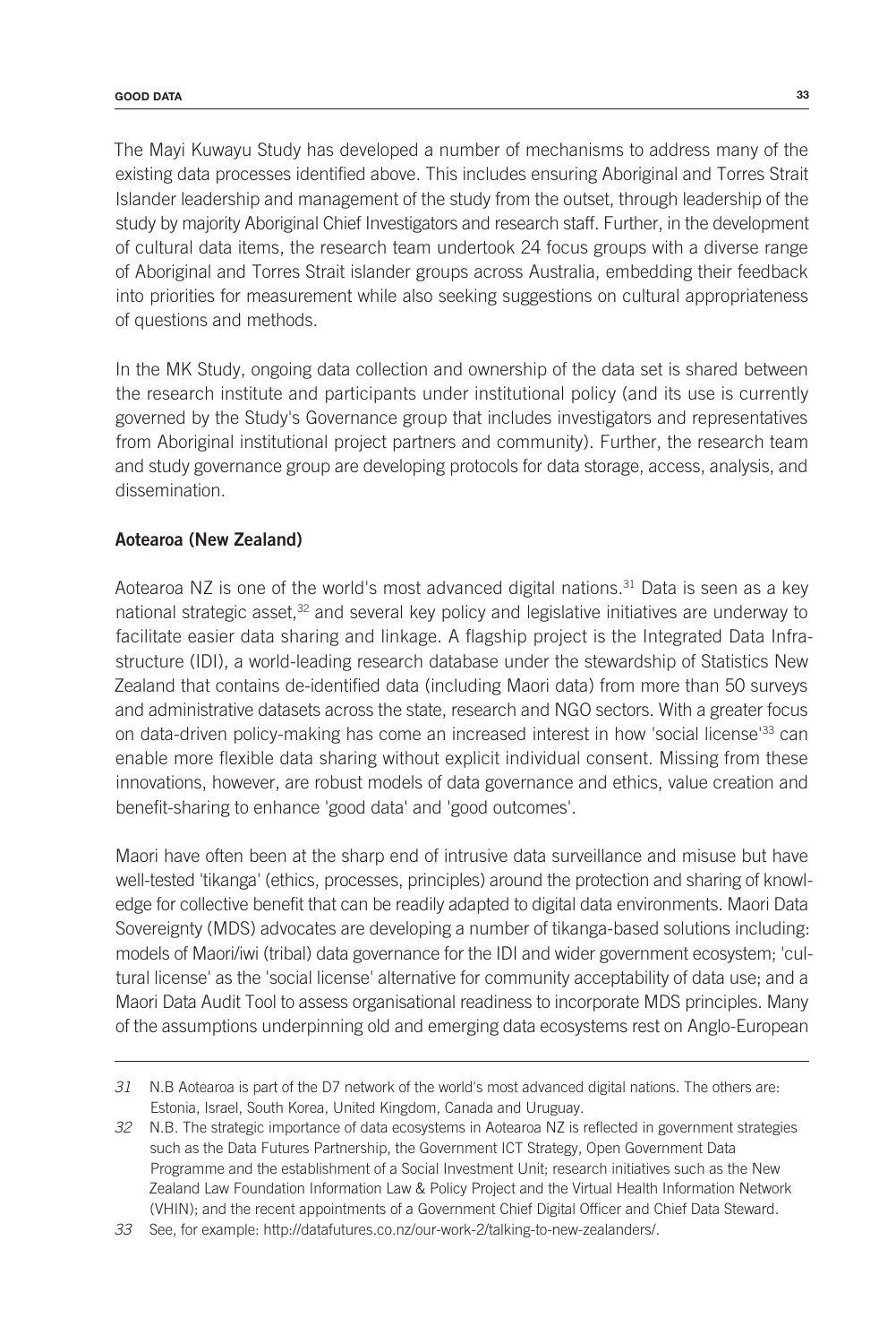The Mayi Kuwayu Study has developed a number of mechanisms to address many of the existing data processes identified above. This includes ensuring Aboriginal and Torres Strait Islander leadership and management of the study from the outset, through leadership of the study by majority Aboriginal Chief Investigators and research staff. Further, in the development of cultural data items, the research team undertook 24 focus groups with a diverse range of Aboriginal and Torres Strait islander groups across Australia, embedding their feedback into priorities for measurement while also seeking suggestions on cultural appropriateness of questions and methods.

In the MK Study, ongoing data collection and ownership of the data set is shared between the research institute and participants under institutional policy (and its use is currently governed by the Study's Governance group that includes investigators and representatives from Aboriginal institutional project partners and community). Further, the research team and study governance group are developing protocols for data storage, access, analysis, and dissemination.

### Aotearoa (New Zealand)

Aotearoa NZ is one of the world's most advanced digital nations.[31] Data is seen as a key national strategic asset,[32] and several key policy and legislative initiatives are underway to facilitate easier data sharing and linkage. A flagship project is the Integrated Data Infrastructure (IDI), a world-leading research database under the stewardship of Statistics New Zealand that contains de-identified data (including Maori data) from more than 50 surveys and administrative datasets across the state, research and NGO sectors. With a greater focus on data-driven policy-making has come an increased interest in how 'social license'[33] can enable more flexible data sharing without explicit individual consent. Missing from these innovations, however, are robust models of data governance and ethics, value creation and benefit-sharing to enhance 'good data' and 'good outcomes'.

Maori have often been at the sharp end of intrusive data surveillance and misuse but have well-tested 'tikanga' (ethics, processes, principles) around the protection and sharing of knowledge for collective benefit that can be readily adapted to digital data environments. Maori Data Sovereignty (MDS) advocates are developing a number of tikanga-based solutions including: models of Maori/iwi (tribal) data governance for the IDI and wider government ecosystem; 'cultural license' as the 'social license' alternative for community acceptability of data use; and a Maori Data Audit Tool to assess organisational readiness to incorporate MDS principles. Many of the assumptions underpinning old and emerging data ecosystems rest on Anglo-European

---

31 N.B Aotearoa is part of the D7 network of the world's most advanced digital nations. The others are: Estonia, Israel, South Korea, United Kingdom, Canada and Uruguay.

32 N.B. The strategic importance of data ecosystems in Aotearoa NZ is reflected in government strategies such as the Data Futures Partnership, the Government ICT Strategy, Open Government Data Programme and the establishment of a Social Investment Unit; research initiatives such as the New Zealand Law Foundation Information Law & Policy Project and the Virtual Health Information Network (VHIN); and the recent appointments of a Government Chief Digital Officer and Chief Data Steward.

33 See, for example: http://datafutures.co.nz/our-work-2/talking-to-new-zealanders/.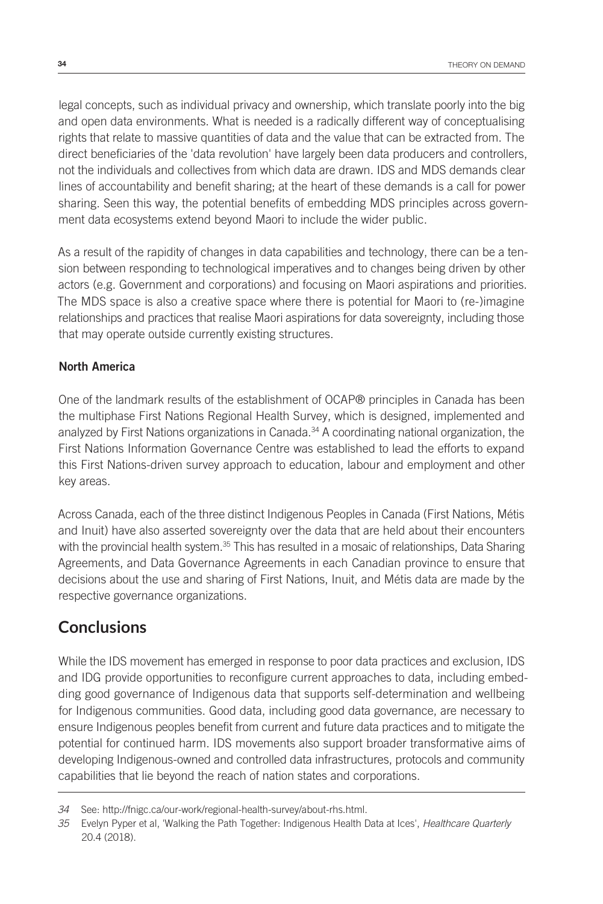legal concepts, such as individual privacy and ownership, which translate poorly into the big and open data environments. What is needed is a radically different way of conceptualising rights that relate to massive quantities of data and the value that can be extracted from. The direct beneficiaries of the 'data revolution' have largely been data producers and controllers, not the individuals and collectives from which data are drawn. IDS and MDS demands clear lines of accountability and benefit sharing; at the heart of these demands is a call for power sharing. Seen this way, the potential benefits of embedding MDS principles across government data ecosystems extend beyond Maori to include the wider public.

As a result of the rapidity of changes in data capabilities and technology, there can be a tension between responding to technological imperatives and to changes being driven by other actors (e.g. Government and corporations) and focusing on Maori aspirations and priorities. The MDS space is also a creative space where there is potential for Maori to (re-)imagine relationships and practices that realise Maori aspirations for data sovereignty, including those that may operate outside currently existing structures.

### North America

One of the landmark results of the establishment of OCAP® principles in Canada has been the multiphase First Nations Regional Health Survey, which is designed, implemented and analyzed by First Nations organizations in Canada.[34] A coordinating national organization, the First Nations Information Governance Centre was established to lead the efforts to expand this First Nations-driven survey approach to education, labour and employment and other key areas.

Across Canada, each of the three distinct Indigenous Peoples in Canada (First Nations, Métis and Inuit) have also asserted sovereignty over the data that are held about their encounters with the provincial health system.[35] This has resulted in a mosaic of relationships, Data Sharing Agreements, and Data Governance Agreements in each Canadian province to ensure that decisions about the use and sharing of First Nations, Inuit, and Métis data are made by the respective governance organizations.

## Conclusions

While the IDS movement has emerged in response to poor data practices and exclusion, IDS and IDG provide opportunities to reconfigure current approaches to data, including embedding good governance of Indigenous data that supports self-determination and wellbeing for Indigenous communities. Good data, including good data governance, are necessary to ensure Indigenous peoples benefit from current and future data practices and to mitigate the potential for continued harm. IDS movements also support broader transformative aims of developing Indigenous-owned and controlled data infrastructures, protocols and community capabilities that lie beyond the reach of nation states and corporations.

---

*34* See: http://fnigc.ca/our-work/regional-health-survey/about-rhs.html.

*35* Evelyn Pyper et al, 'Walking the Path Together: Indigenous Health Data at Ices', *Healthcare Quarterly* 20.4 (2018).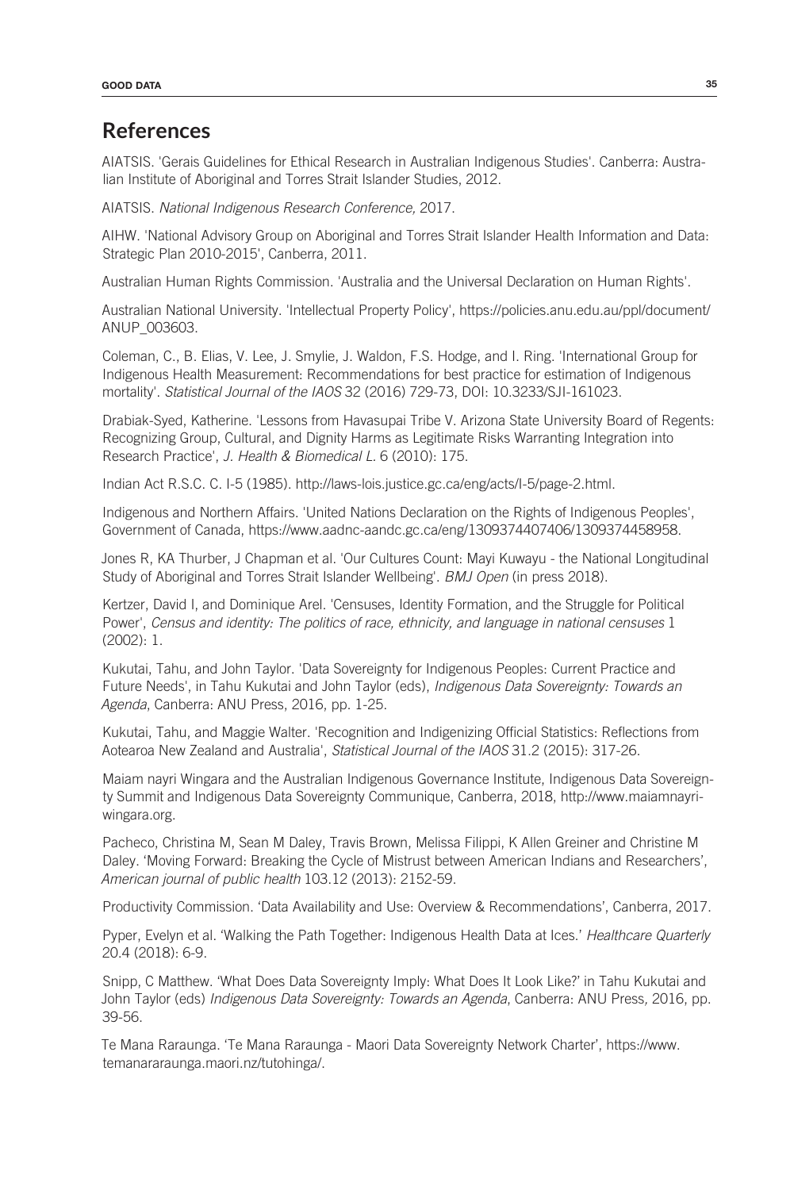## References

AIATSIS. 'Gerais Guidelines for Ethical Research in Australian Indigenous Studies'. Canberra: Australian Institute of Aboriginal and Torres Strait Islander Studies, 2012.

AIATSIS. *National Indigenous Research Conference,* 2017.

AIHW. 'National Advisory Group on Aboriginal and Torres Strait Islander Health Information and Data: Strategic Plan 2010-2015', Canberra, 2011.

Australian Human Rights Commission. 'Australia and the Universal Declaration on Human Rights'.

Australian National University. 'Intellectual Property Policy', https://policies.anu.edu.au/ppl/document/ANUP_003603.

Coleman, C., B. Elias, V. Lee, J. Smylie, J. Waldon, F.S. Hodge, and I. Ring. 'International Group for Indigenous Health Measurement: Recommendations for best practice for estimation of Indigenous mortality'. *Statistical Journal of the IAOS* 32 (2016) 729-73, DOI: 10.3233/SJI-161023.

Drabiak-Syed, Katherine. 'Lessons from Havasupai Tribe V. Arizona State University Board of Regents: Recognizing Group, Cultural, and Dignity Harms as Legitimate Risks Warranting Integration into Research Practice', *J. Health & Biomedical L.* 6 (2010): 175.

Indian Act R.S.C. C. I-5 (1985). http://laws-lois.justice.gc.ca/eng/acts/I-5/page-2.html.

Indigenous and Northern Affairs. 'United Nations Declaration on the Rights of Indigenous Peoples', Government of Canada, https://www.aadnc-aandc.gc.ca/eng/1309374407406/1309374458958.

Jones R, KA Thurber, J Chapman et al. 'Our Cultures Count: Mayi Kuwayu - the National Longitudinal Study of Aboriginal and Torres Strait Islander Wellbeing'. *BMJ Open* (in press 2018).

Kertzer, David I, and Dominique Arel. 'Censuses, Identity Formation, and the Struggle for Political Power', *Census and identity: The politics of race, ethnicity, and language in national censuses* 1 (2002): 1.

Kukutai, Tahu, and John Taylor. 'Data Sovereignty for Indigenous Peoples: Current Practice and Future Needs', in Tahu Kukutai and John Taylor (eds), *Indigenous Data Sovereignty: Towards an Agenda*, Canberra: ANU Press, 2016, pp. 1-25.

Kukutai, Tahu, and Maggie Walter. 'Recognition and Indigenizing Official Statistics: Reflections from Aotearoa New Zealand and Australia', *Statistical Journal of the IAOS* 31.2 (2015): 317-26.

Maiam nayri Wingara and the Australian Indigenous Governance Institute, Indigenous Data Sovereignty Summit and Indigenous Data Sovereignty Communique, Canberra, 2018, http://www.maiamnayriwingara.org.

Pacheco, Christina M, Sean M Daley, Travis Brown, Melissa Filippi, K Allen Greiner and Christine M Daley. 'Moving Forward: Breaking the Cycle of Mistrust between American Indians and Researchers', *American journal of public health* 103.12 (2013): 2152-59.

Productivity Commission. 'Data Availability and Use: Overview & Recommendations', Canberra, 2017.

Pyper, Evelyn et al. 'Walking the Path Together: Indigenous Health Data at Ices.' *Healthcare Quarterly* 20.4 (2018): 6-9.

Snipp, C Matthew. 'What Does Data Sovereignty Imply: What Does It Look Like?' in Tahu Kukutai and John Taylor (eds) *Indigenous Data Sovereignty: Towards an Agenda*, Canberra: ANU Press, 2016, pp. 39-56.

Te Mana Raraunga. 'Te Mana Raraunga - Maori Data Sovereignty Network Charter', https://www.temanararaunga.maori.nz/tutohinga/.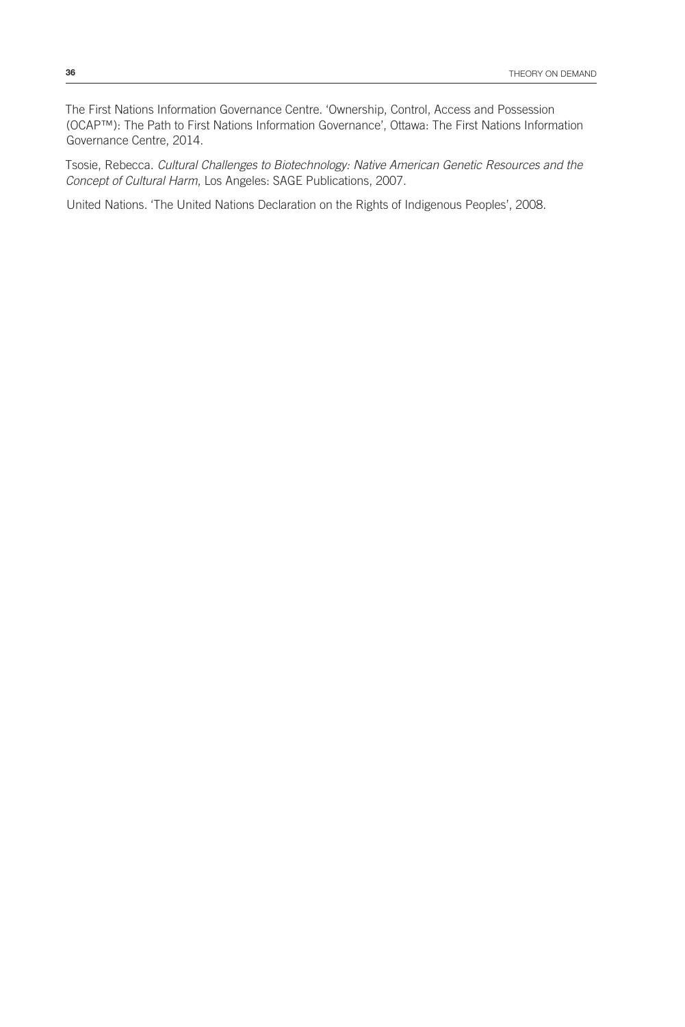The First Nations Information Governance Centre. 'Ownership, Control, Access and Possession (OCAP™): The Path to First Nations Information Governance', Ottawa: The First Nations Information Governance Centre, 2014.

Tsosie, Rebecca. *Cultural Challenges to Biotechnology: Native American Genetic Resources and the Concept of Cultural Harm*, Los Angeles: SAGE Publications, 2007.

United Nations. 'The United Nations Declaration on the Rights of Indigenous Peoples', 2008.